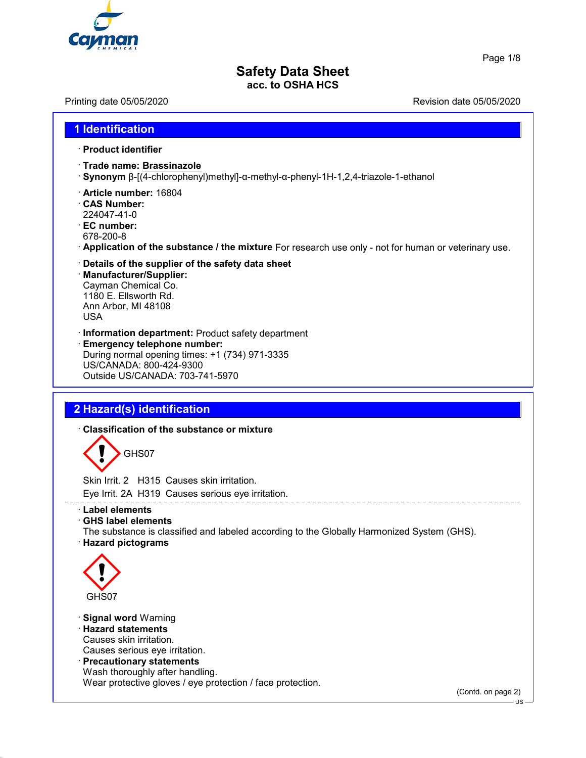# Safety Data Sheet
**acc. to OSHA HCS**

Printing date 05/05/2020 Revision date 05/05/2020

## 1 Identification

· **Product identifier**

· **Trade name: Brassinazole**
· **Synonym** β-[(4-chlorophenyl)methyl]-α-methyl-α-phenyl-1H-1,2,4-triazole-1-ethanol

· **Article number:** 16804
· **CAS Number:**
224047-41-0
· **EC number:**
678-200-8
· **Application of the substance / the mixture** For research use only - not for human or veterinary use.

· **Details of the supplier of the safety data sheet**
· **Manufacturer/Supplier:**
Cayman Chemical Co.
1180 E. Ellsworth Rd.
Ann Arbor, MI 48108
USA

· **Information department:** Product safety department
· **Emergency telephone number:**
During normal opening times: +1 (734) 971-3335
US/CANADA: 800-424-9300
Outside US/CANADA: 703-741-5970

## 2 Hazard(s) identification

· **Classification of the substance or mixture**

GHS07

Skin Irrit. 2 H315 Causes skin irritation.
Eye Irrit. 2A H319 Causes serious eye irritation.

· **Label elements**
· **GHS label elements**
The substance is classified and labeled according to the Globally Harmonized System (GHS).
· **Hazard pictograms**

GHS07

· **Signal word** Warning
· **Hazard statements**
Causes skin irritation.
Causes serious eye irritation.
· **Precautionary statements**
Wash thoroughly after handling.
Wear protective gloves / eye protection / face protection.

(Contd. on page 2)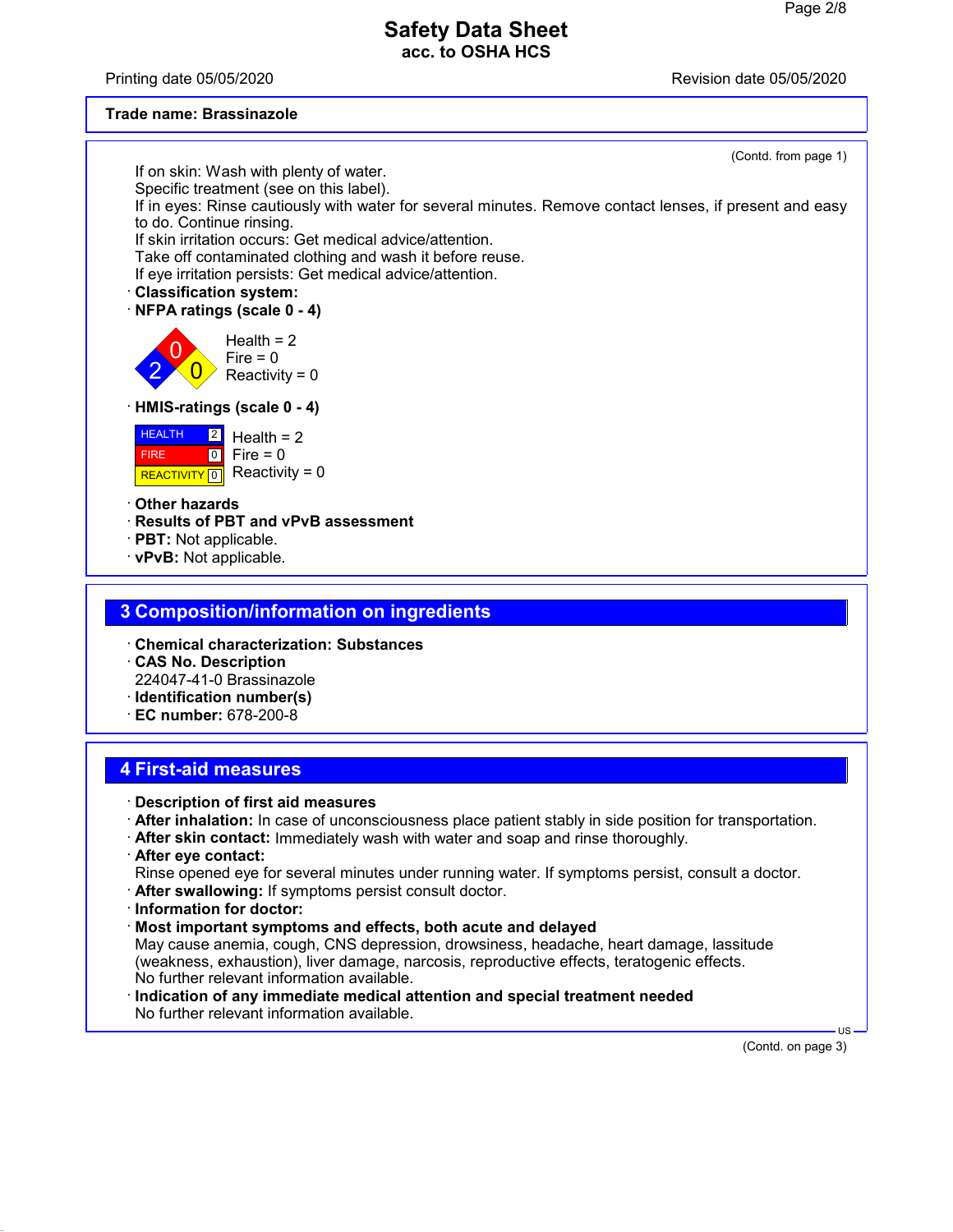**Trade name: Brassinazole**

(Contd. from page 1)

If on skin: Wash with plenty of water.
Specific treatment (see on this label).
If in eyes: Rinse cautiously with water for several minutes. Remove contact lenses, if present and easy to do. Continue rinsing.
If skin irritation occurs: Get medical advice/attention.
Take off contaminated clothing and wash it before reuse.
If eye irritation persists: Get medical advice/attention.

· **Classification system:**
· **NFPA ratings (scale 0 - 4)**

Health = 2
Fire = 0
Reactivity = 0

· **HMIS-ratings (scale 0 - 4)**

| | |
|---|---|
| HEALTH | 2 |
| FIRE | 0 |
| REACTIVITY | 0 |

Health = 2
Fire = 0
Reactivity = 0

· **Other hazards**
· **Results of PBT and vPvB assessment**
· **PBT:** Not applicable.
· **vPvB:** Not applicable.

## 3 Composition/information on ingredients

· **Chemical characterization: Substances**
· **CAS No. Description**
224047-41-0 Brassinazole
· **Identification number(s)**
· **EC number:** 678-200-8

## 4 First-aid measures

· **Description of first aid measures**
· **After inhalation:** In case of unconsciousness place patient stably in side position for transportation.
· **After skin contact:** Immediately wash with water and soap and rinse thoroughly.
· **After eye contact:**
Rinse opened eye for several minutes under running water. If symptoms persist, consult a doctor.
· **After swallowing:** If symptoms persist consult doctor.
· **Information for doctor:**
· **Most important symptoms and effects, both acute and delayed**
May cause anemia, cough, CNS depression, drowsiness, headache, heart damage, lassitude (weakness, exhaustion), liver damage, narcosis, reproductive effects, teratogenic effects.
No further relevant information available.
· **Indication of any immediate medical attention and special treatment needed**
No further relevant information available.

(Contd. on page 3)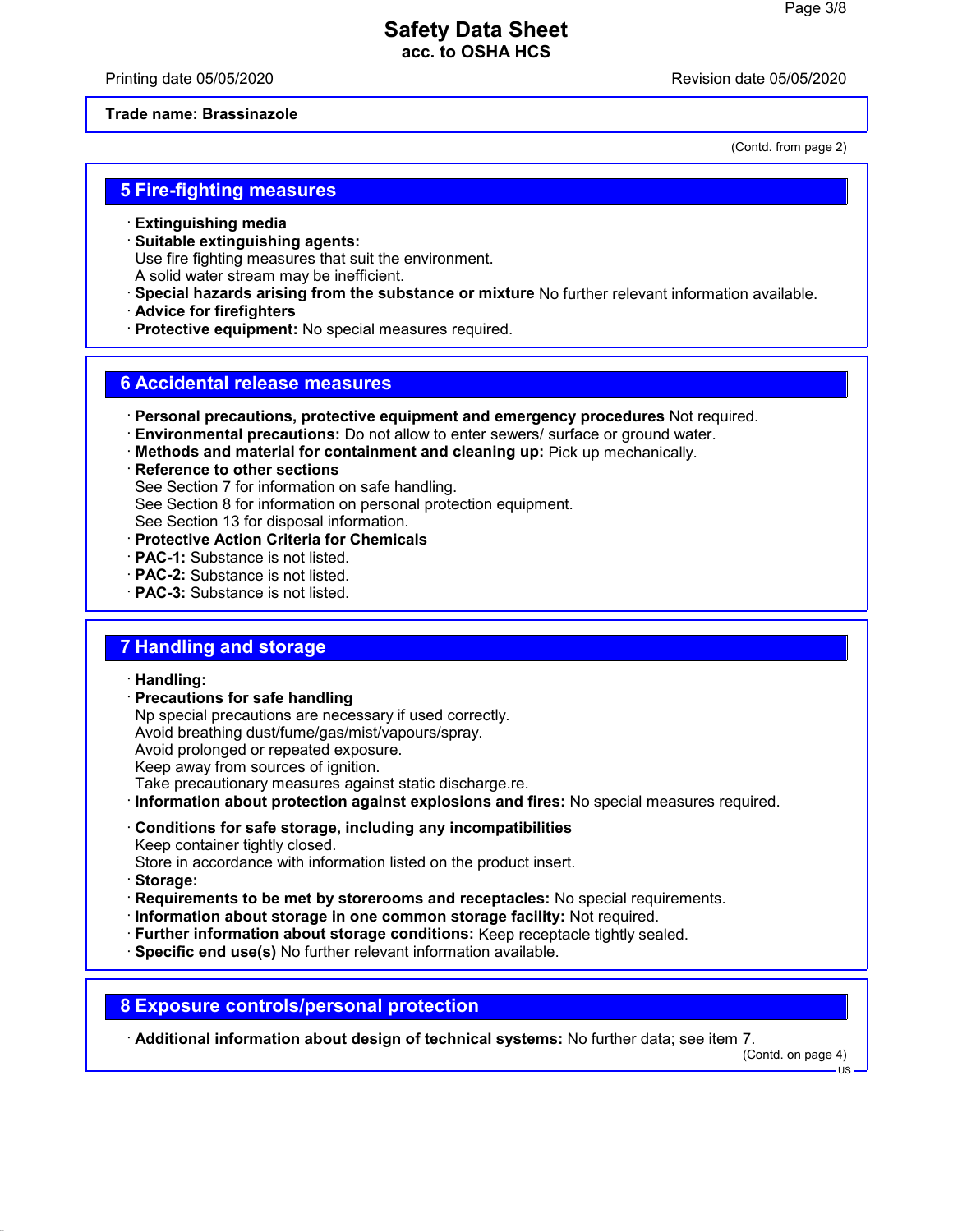**Trade name: Brassinazole**

(Contd. from page 2)

## 5 Fire-fighting measures

· **Extinguishing media**
· **Suitable extinguishing agents:**
Use fire fighting measures that suit the environment.
A solid water stream may be inefficient.
· **Special hazards arising from the substance or mixture** No further relevant information available.
· **Advice for firefighters**
· **Protective equipment:** No special measures required.

## 6 Accidental release measures

· **Personal precautions, protective equipment and emergency procedures** Not required.
· **Environmental precautions:** Do not allow to enter sewers/ surface or ground water.
· **Methods and material for containment and cleaning up:** Pick up mechanically.
· **Reference to other sections**
See Section 7 for information on safe handling.
See Section 8 for information on personal protection equipment.
See Section 13 for disposal information.
· **Protective Action Criteria for Chemicals**
· **PAC-1:** Substance is not listed.
· **PAC-2:** Substance is not listed.
· **PAC-3:** Substance is not listed.

## 7 Handling and storage

· **Handling:**
· **Precautions for safe handling**
Np special precautions are necessary if used correctly.
Avoid breathing dust/fume/gas/mist/vapours/spray.
Avoid prolonged or repeated exposure.
Keep away from sources of ignition.
Take precautionary measures against static discharge.re.
· **Information about protection against explosions and fires:** No special measures required.

· **Conditions for safe storage, including any incompatibilities**
Keep container tightly closed.
Store in accordance with information listed on the product insert.
· **Storage:**
· **Requirements to be met by storerooms and receptacles:** No special requirements.
· **Information about storage in one common storage facility:** Not required.
· **Further information about storage conditions:** Keep receptacle tightly sealed.
· **Specific end use(s)** No further relevant information available.

## 8 Exposure controls/personal protection

· **Additional information about design of technical systems:** No further data; see item 7.

(Contd. on page 4)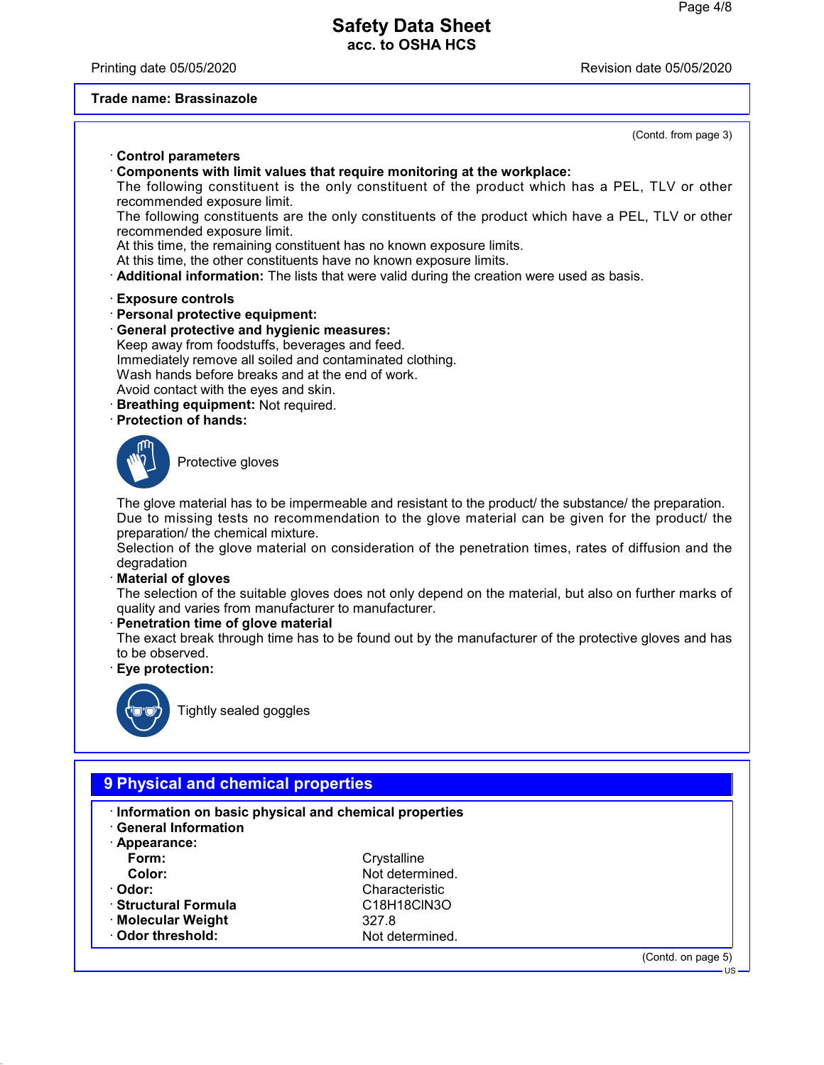**Trade name: Brassinazole**

(Contd. from page 3)

· **Control parameters**
· **Components with limit values that require monitoring at the workplace:**
The following constituent is the only constituent of the product which has a PEL, TLV or other recommended exposure limit.
The following constituents are the only constituents of the product which have a PEL, TLV or other recommended exposure limit.
At this time, the remaining constituent has no known exposure limits.
At this time, the other constituents have no known exposure limits.
· **Additional information:** The lists that were valid during the creation were used as basis.

· **Exposure controls**
· **Personal protective equipment:**
· **General protective and hygienic measures:**
Keep away from foodstuffs, beverages and feed.
Immediately remove all soiled and contaminated clothing.
Wash hands before breaks and at the end of work.
Avoid contact with the eyes and skin.
· **Breathing equipment:** Not required.
· **Protection of hands:**

Protective gloves

The glove material has to be impermeable and resistant to the product/ the substance/ the preparation.
Due to missing tests no recommendation to the glove material can be given for the product/ the preparation/ the chemical mixture.
Selection of the glove material on consideration of the penetration times, rates of diffusion and the degradation
· **Material of gloves**
The selection of the suitable gloves does not only depend on the material, but also on further marks of quality and varies from manufacturer to manufacturer.
· **Penetration time of glove material**
The exact break through time has to be found out by the manufacturer of the protective gloves and has to be observed.
· **Eye protection:**

Tightly sealed goggles

## 9 Physical and chemical properties

· **Information on basic physical and chemical properties**
· **General Information**
· **Appearance:**

| | |
|---|---|
| **Form:** | Crystalline |
| **Color:** | Not determined. |
| · **Odor:** | Characteristic |
| · **Structural Formula** | $C_{18}H_{18}ClN_3O$ |
| · **Molecular Weight** | 327.8 |
| · **Odor threshold:** | Not determined. |

(Contd. on page 5)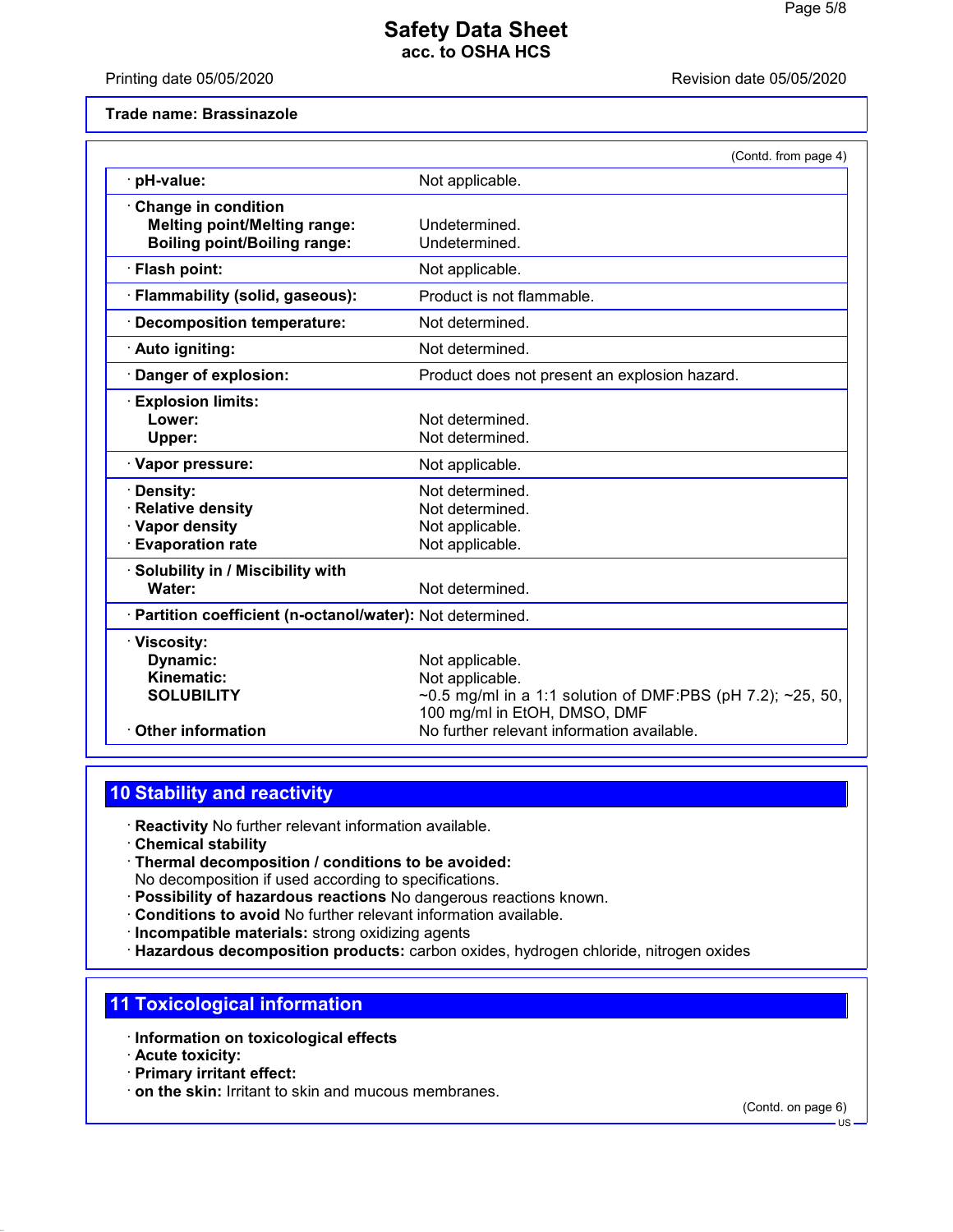**Trade name: Brassinazole**

(Contd. from page 4)

| | |
|---|---|
| · **pH-value:** | Not applicable. |
| · **Change in condition** | |
| **Melting point/Melting range:** | Undetermined. |
| **Boiling point/Boiling range:** | Undetermined. |
| · **Flash point:** | Not applicable. |
| · **Flammability (solid, gaseous):** | Product is not flammable. |
| · **Decomposition temperature:** | Not determined. |
| · **Auto igniting:** | Not determined. |
| · **Danger of explosion:** | Product does not present an explosion hazard. |
| · **Explosion limits:** | |
| **Lower:** | Not determined. |
| **Upper:** | Not determined. |
| · **Vapor pressure:** | Not applicable. |
| · **Density:** | Not determined. |
| · **Relative density** | Not determined. |
| · **Vapor density** | Not applicable. |
| · **Evaporation rate** | Not applicable. |
| · **Solubility in / Miscibility with** | |
| **Water:** | Not determined. |
| · **Partition coefficient (n-octanol/water):** | Not determined. |
| · **Viscosity:** | |
| **Dynamic:** | Not applicable. |
| **Kinematic:** | Not applicable. |
| **SOLUBILITY** | ~0.5 mg/ml in a 1:1 solution of DMF:PBS (pH 7.2); ~25, 50, 100 mg/ml in EtOH, DMSO, DMF |
| · **Other information** | No further relevant information available. |

## 10 Stability and reactivity

· **Reactivity** No further relevant information available.
· **Chemical stability**
· **Thermal decomposition / conditions to be avoided:**
No decomposition if used according to specifications.
· **Possibility of hazardous reactions** No dangerous reactions known.
· **Conditions to avoid** No further relevant information available.
· **Incompatible materials:** strong oxidizing agents
· **Hazardous decomposition products:** carbon oxides, hydrogen chloride, nitrogen oxides

## 11 Toxicological information

· **Information on toxicological effects**
· **Acute toxicity:**
· **Primary irritant effect:**
· **on the skin:** Irritant to skin and mucous membranes.

(Contd. on page 6)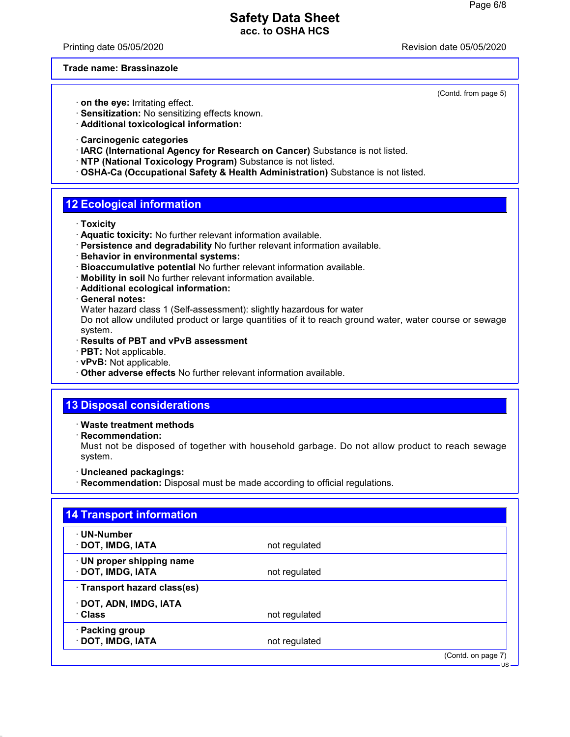**Trade name: Brassinazole**

(Contd. from page 5)

· **on the eye:** Irritating effect.
· **Sensitization:** No sensitizing effects known.
· **Additional toxicological information:**

· **Carcinogenic categories**
· **IARC (International Agency for Research on Cancer)** Substance is not listed.
· **NTP (National Toxicology Program)** Substance is not listed.
· **OSHA-Ca (Occupational Safety & Health Administration)** Substance is not listed.

## 12 Ecological information

· **Toxicity**
· **Aquatic toxicity:** No further relevant information available.
· **Persistence and degradability** No further relevant information available.
· **Behavior in environmental systems:**
· **Bioaccumulative potential** No further relevant information available.
· **Mobility in soil** No further relevant information available.
· **Additional ecological information:**
· **General notes:**
Water hazard class 1 (Self-assessment): slightly hazardous for water
Do not allow undiluted product or large quantities of it to reach ground water, water course or sewage system.
· **Results of PBT and vPvB assessment**
· **PBT:** Not applicable.
· **vPvB:** Not applicable.
· **Other adverse effects** No further relevant information available.

## 13 Disposal considerations

· **Waste treatment methods**
· **Recommendation:**
Must not be disposed of together with household garbage. Do not allow product to reach sewage system.

· **Uncleaned packagings:**
· **Recommendation:** Disposal must be made according to official regulations.

## 14 Transport information

| | |
|---|---|
| · **UN-Number** | |
| · **DOT, IMDG, IATA** | not regulated |
| · **UN proper shipping name** | |
| · **DOT, IMDG, IATA** | not regulated |
| · **Transport hazard class(es)** | |
| · **DOT, ADN, IMDG, IATA** | |
| · **Class** | not regulated |
| · **Packing group** | |
| · **DOT, IMDG, IATA** | not regulated |

(Contd. on page 7)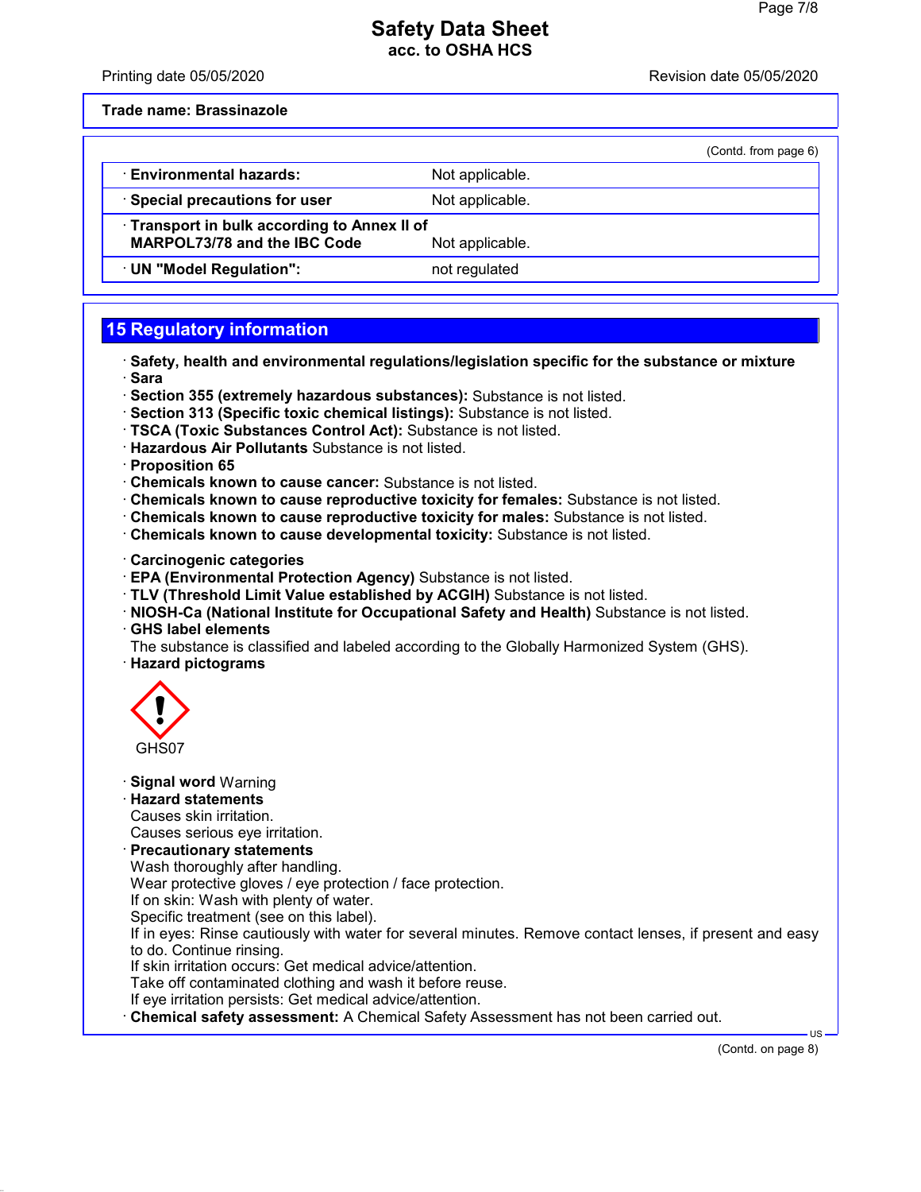**Trade name: Brassinazole**

(Contd. from page 6)

| | |
|---|---|
| · **Environmental hazards:** | Not applicable. |
| · **Special precautions for user** | Not applicable. |
| · **Transport in bulk according to Annex II of MARPOL73/78 and the IBC Code** | Not applicable. |
| · **UN "Model Regulation":** | not regulated |

## 15 Regulatory information

· **Safety, health and environmental regulations/legislation specific for the substance or mixture**
· **Sara**
· **Section 355 (extremely hazardous substances):** Substance is not listed.
· **Section 313 (Specific toxic chemical listings):** Substance is not listed.
· **TSCA (Toxic Substances Control Act):** Substance is not listed.
· **Hazardous Air Pollutants** Substance is not listed.
· **Proposition 65**
· **Chemicals known to cause cancer:** Substance is not listed.
· **Chemicals known to cause reproductive toxicity for females:** Substance is not listed.
· **Chemicals known to cause reproductive toxicity for males:** Substance is not listed.
· **Chemicals known to cause developmental toxicity:** Substance is not listed.

· **Carcinogenic categories**
· **EPA (Environmental Protection Agency)** Substance is not listed.
· **TLV (Threshold Limit Value established by ACGIH)** Substance is not listed.
· **NIOSH-Ca (National Institute for Occupational Safety and Health)** Substance is not listed.
· **GHS label elements**
The substance is classified and labeled according to the Globally Harmonized System (GHS).
· **Hazard pictograms**

GHS07

· **Signal word** Warning
· **Hazard statements**
Causes skin irritation.
Causes serious eye irritation.
· **Precautionary statements**
Wash thoroughly after handling.
Wear protective gloves / eye protection / face protection.
If on skin: Wash with plenty of water.
Specific treatment (see on this label).
If in eyes: Rinse cautiously with water for several minutes. Remove contact lenses, if present and easy to do. Continue rinsing.
If skin irritation occurs: Get medical advice/attention.
Take off contaminated clothing and wash it before reuse.
If eye irritation persists: Get medical advice/attention.
· **Chemical safety assessment:** A Chemical Safety Assessment has not been carried out.

(Contd. on page 8)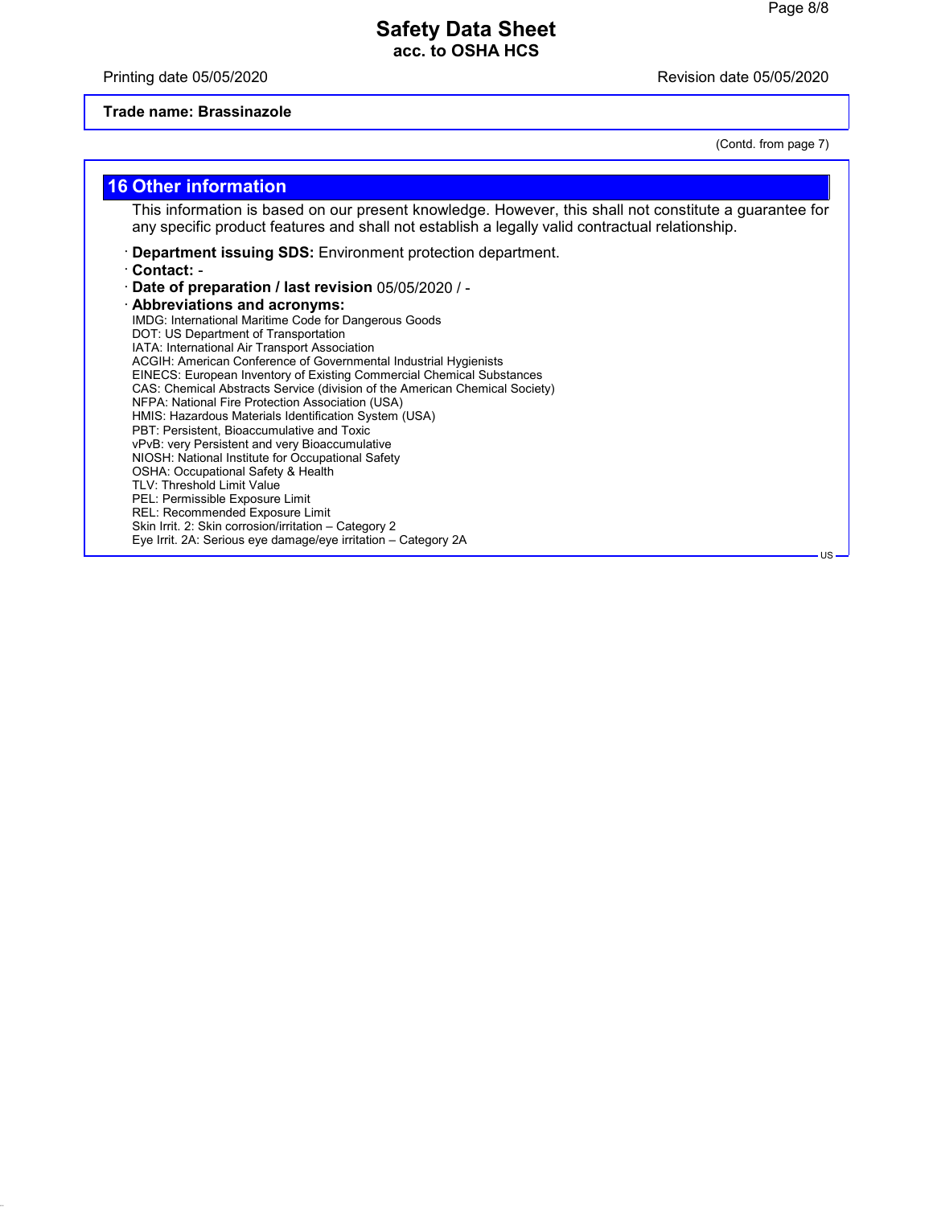**Trade name: Brassinazole**

(Contd. from page 7)

## 16 Other information

This information is based on our present knowledge. However, this shall not constitute a guarantee for any specific product features and shall not establish a legally valid contractual relationship.

- **Department issuing SDS:** Environment protection department.
- **Contact:** -
- **Date of preparation / last revision** 05/05/2020 / -
- **Abbreviations and acronyms:**

IMDG: International Maritime Code for Dangerous Goods
DOT: US Department of Transportation
IATA: International Air Transport Association
ACGIH: American Conference of Governmental Industrial Hygienists
EINECS: European Inventory of Existing Commercial Chemical Substances
CAS: Chemical Abstracts Service (division of the American Chemical Society)
NFPA: National Fire Protection Association (USA)
HMIS: Hazardous Materials Identification System (USA)
PBT: Persistent, Bioaccumulative and Toxic
vPvB: very Persistent and very Bioaccumulative
NIOSH: National Institute for Occupational Safety
OSHA: Occupational Safety & Health
TLV: Threshold Limit Value
PEL: Permissible Exposure Limit
REL: Recommended Exposure Limit
Skin Irrit. 2: Skin corrosion/irritation – Category 2
Eye Irrit. 2A: Serious eye damage/eye irritation – Category 2A